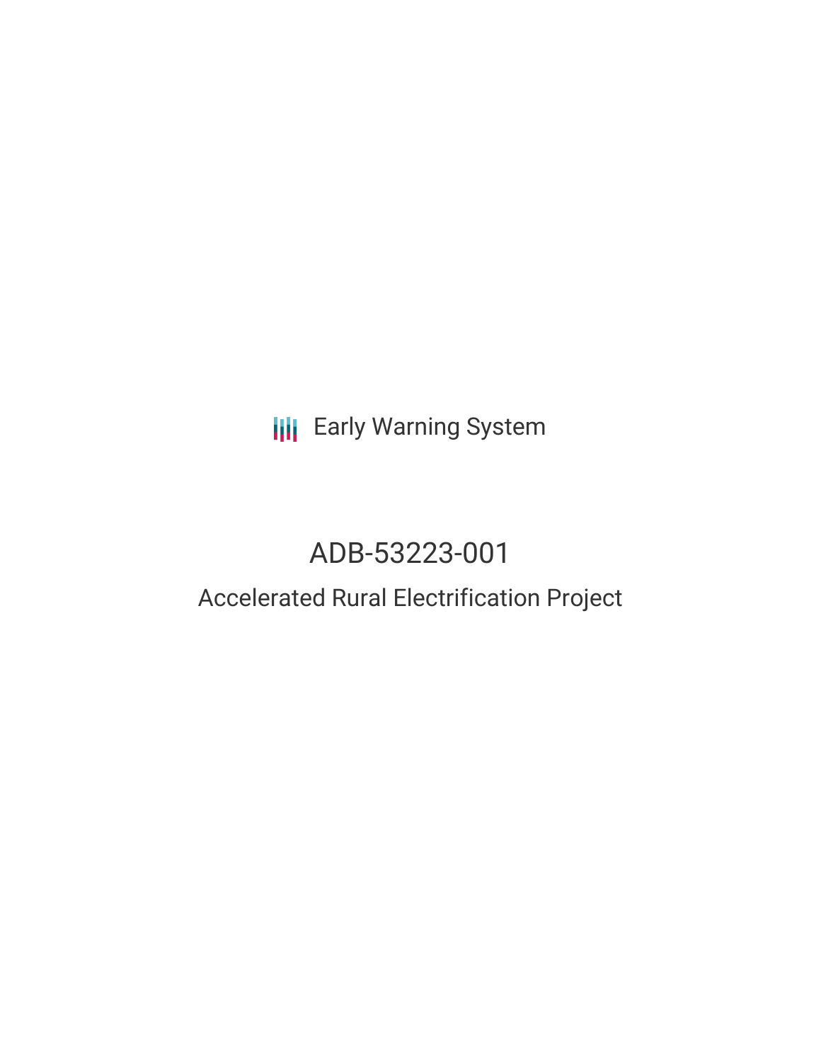Early Warning System

# ADB-53223-001

## Accelerated Rural Electrification Project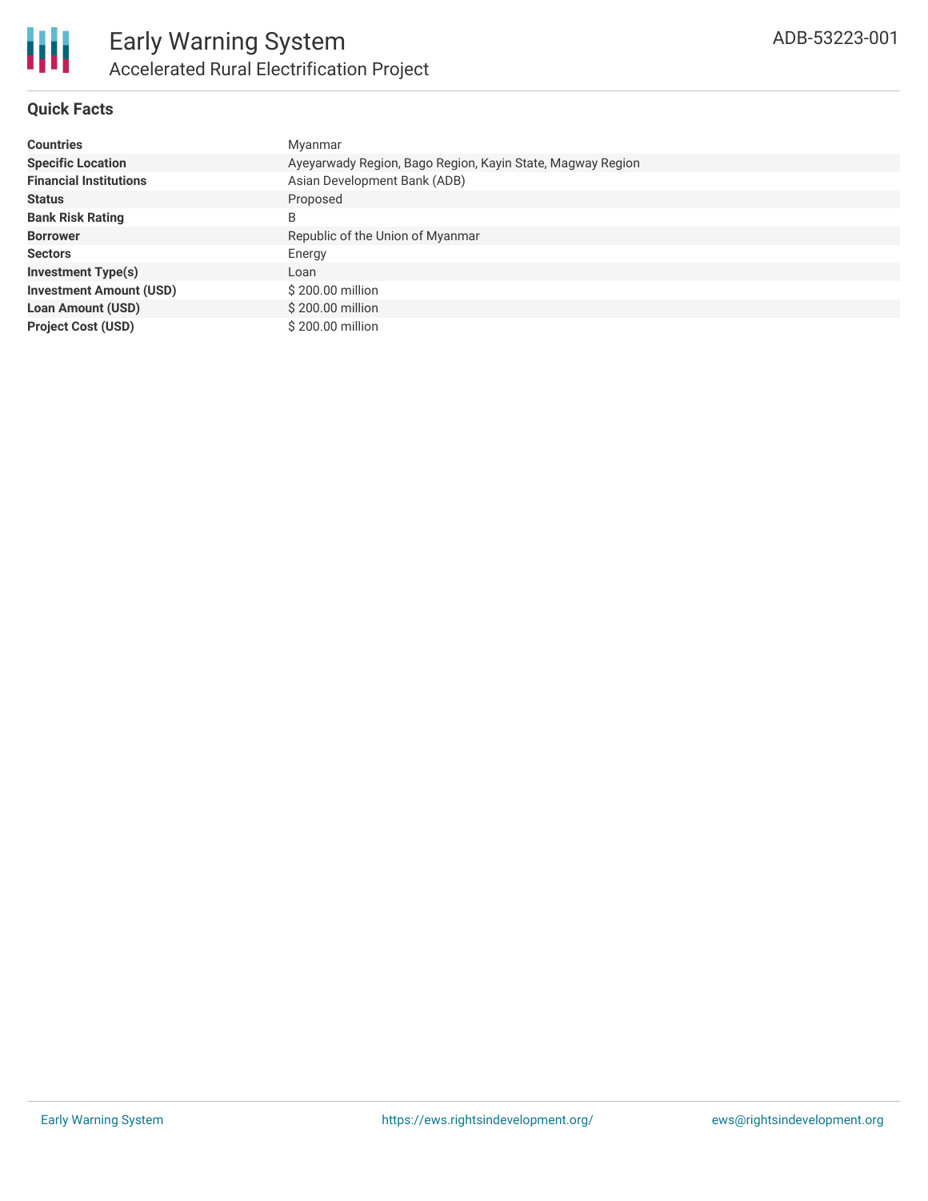# Early Warning System

## Accelerated Rural Electrification Project

ADB-53223-001

### Quick Facts

| | |
|---|---|
| **Countries** | Myanmar |
| **Specific Location** | Ayeyarwady Region, Bago Region, Kayin State, Magway Region |
| **Financial Institutions** | Asian Development Bank (ADB) |
| **Status** | Proposed |
| **Bank Risk Rating** | B |
| **Borrower** | Republic of the Union of Myanmar |
| **Sectors** | Energy |
| **Investment Type(s)** | Loan |
| **Investment Amount (USD)** | $ 200.00 million |
| **Loan Amount (USD)** | $ 200.00 million |
| **Project Cost (USD)** | $ 200.00 million |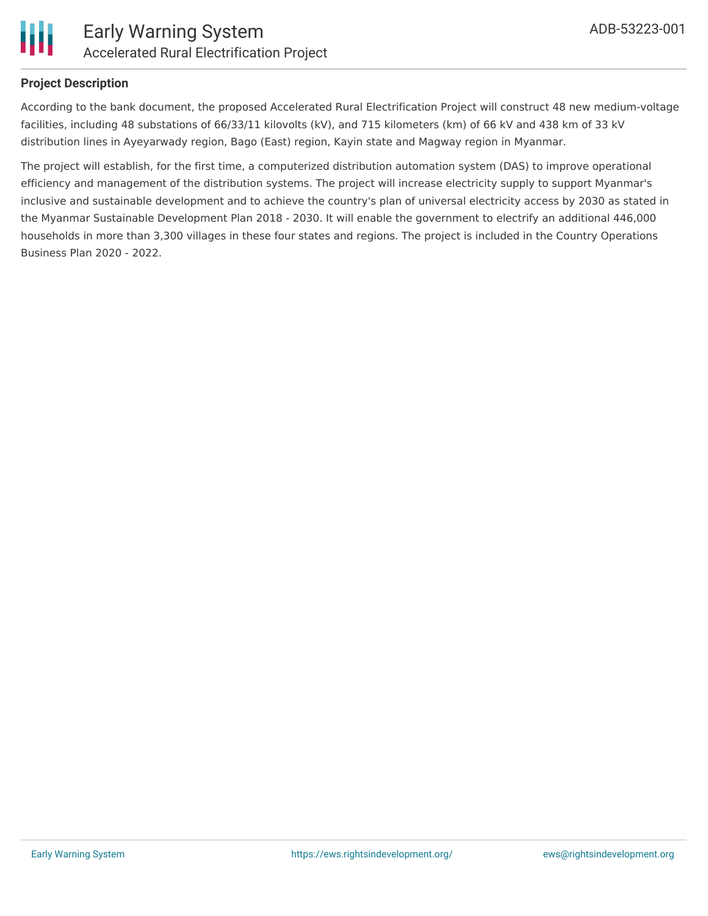## Project Description

According to the bank document, the proposed Accelerated Rural Electrification Project will construct 48 new medium-voltage facilities, including 48 substations of 66/33/11 kilovolts (kV), and 715 kilometers (km) of 66 kV and 438 km of 33 kV distribution lines in Ayeyarwady region, Bago (East) region, Kayin state and Magway region in Myanmar.

The project will establish, for the first time, a computerized distribution automation system (DAS) to improve operational efficiency and management of the distribution systems. The project will increase electricity supply to support Myanmar's inclusive and sustainable development and to achieve the country's plan of universal electricity access by 2030 as stated in the Myanmar Sustainable Development Plan 2018 - 2030. It will enable the government to electrify an additional 446,000 households in more than 3,300 villages in these four states and regions. The project is included in the Country Operations Business Plan 2020 - 2022.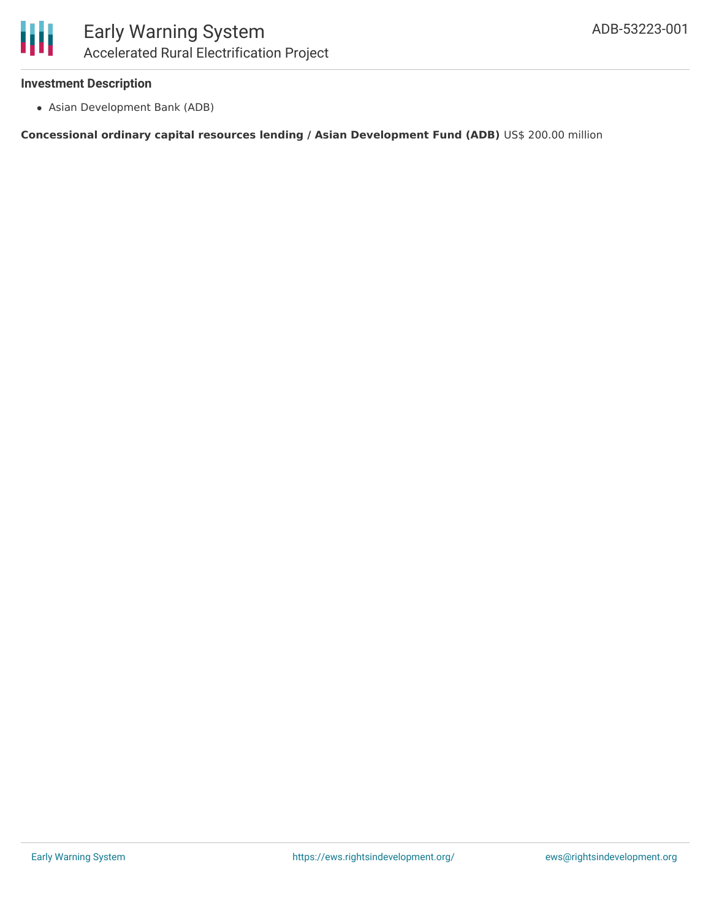### Investment Description

- Asian Development Bank (ADB)

**Concessional ordinary capital resources lending / Asian Development Fund (ADB)** US$ 200.00 million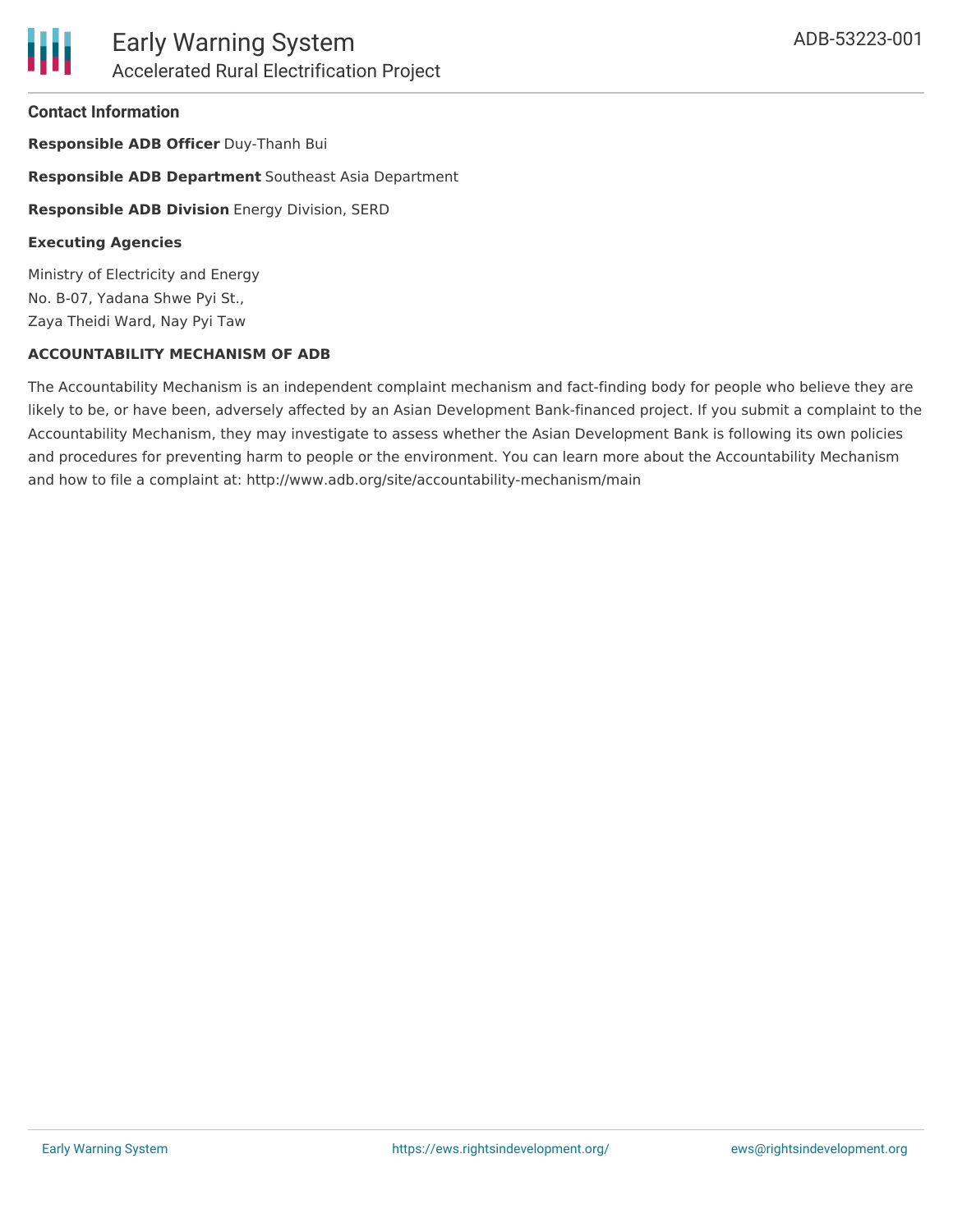## Contact Information

**Responsible ADB Officer** Duy-Thanh Bui

**Responsible ADB Department** Southeast Asia Department

**Responsible ADB Division** Energy Division, SERD

**Executing Agencies**

Ministry of Electricity and Energy
No. B-07, Yadana Shwe Pyi St.,
Zaya Theidi Ward, Nay Pyi Taw

**ACCOUNTABILITY MECHANISM OF ADB**

The Accountability Mechanism is an independent complaint mechanism and fact-finding body for people who believe they are likely to be, or have been, adversely affected by an Asian Development Bank-financed project. If you submit a complaint to the Accountability Mechanism, they may investigate to assess whether the Asian Development Bank is following its own policies and procedures for preventing harm to people or the environment. You can learn more about the Accountability Mechanism and how to file a complaint at: http://www.adb.org/site/accountability-mechanism/main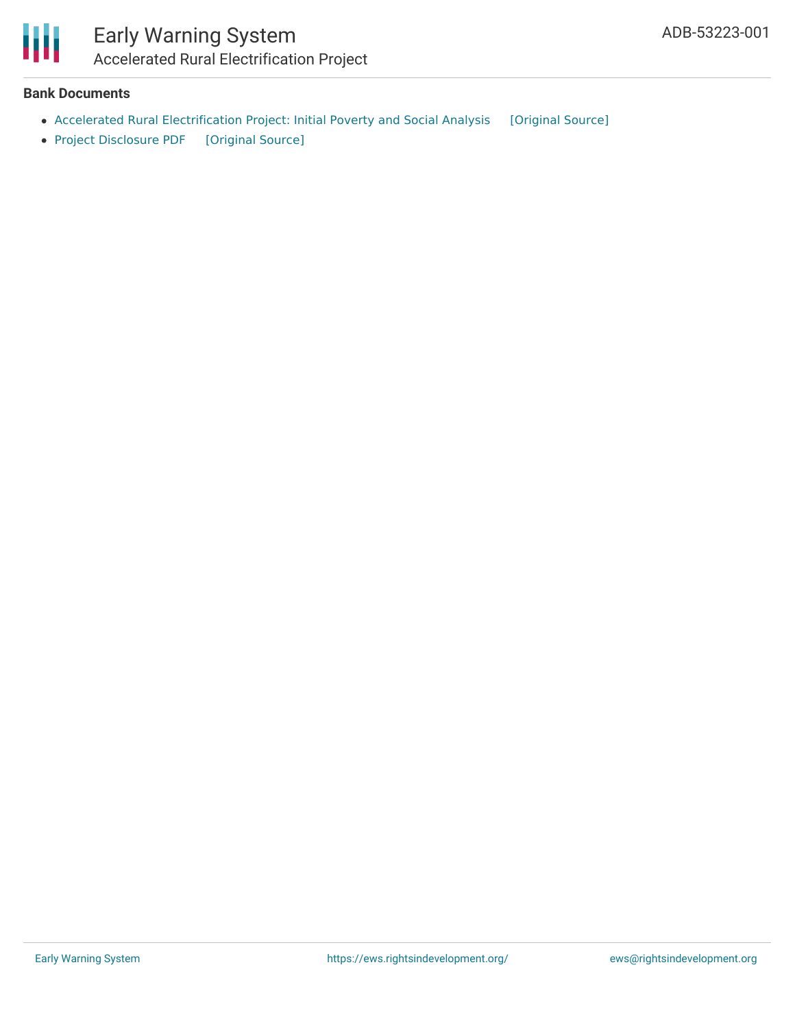**Bank Documents**

- Accelerated Rural Electrification Project: Initial Poverty and Social Analysis [Original Source]
- Project Disclosure PDF [Original Source]